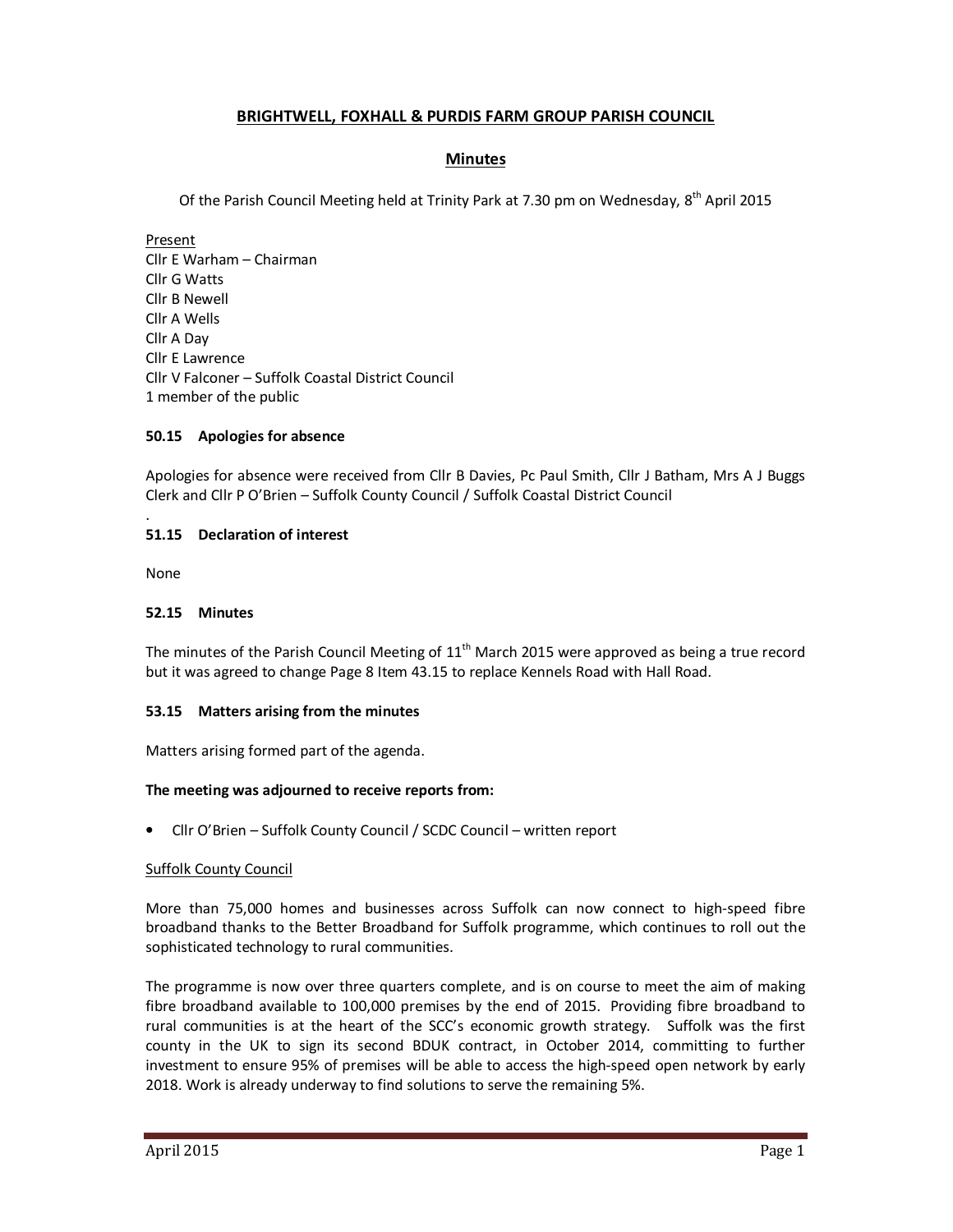# BRIGHTWELL, FOXHALL & PURDIS FARM GROUP PARISH COUNCIL

## Minutes

Of the Parish Council Meeting held at Trinity Park at 7.30 pm on Wednesday, 8th April 2015

Present
Cllr E Warham – Chairman
Cllr G Watts
Cllr B Newell
Cllr A Wells
Cllr A Day
Cllr E Lawrence
Cllr V Falconer – Suffolk Coastal District Council
1 member of the public

### 50.15 Apologies for absence

Apologies for absence were received from Cllr B Davies, Pc Paul Smith, Cllr J Batham, Mrs A J Buggs Clerk and Cllr P O'Brien – Suffolk County Council / Suffolk Coastal District Council

### 51.15 Declaration of interest

None

### 52.15 Minutes

The minutes of the Parish Council Meeting of 11th March 2015 were approved as being a true record but it was agreed to change Page 8 Item 43.15 to replace Kennels Road with Hall Road.

### 53.15 Matters arising from the minutes

Matters arising formed part of the agenda.

**The meeting was adjourned to receive reports from:**

- Cllr O'Brien – Suffolk County Council / SCDC Council – written report

Suffolk County Council

More than 75,000 homes and businesses across Suffolk can now connect to high-speed fibre broadband thanks to the Better Broadband for Suffolk programme, which continues to roll out the sophisticated technology to rural communities.

The programme is now over three quarters complete, and is on course to meet the aim of making fibre broadband available to 100,000 premises by the end of 2015. Providing fibre broadband to rural communities is at the heart of the SCC's economic growth strategy. Suffolk was the first county in the UK to sign its second BDUK contract, in October 2014, committing to further investment to ensure 95% of premises will be able to access the high-speed open network by early 2018. Work is already underway to find solutions to serve the remaining 5%.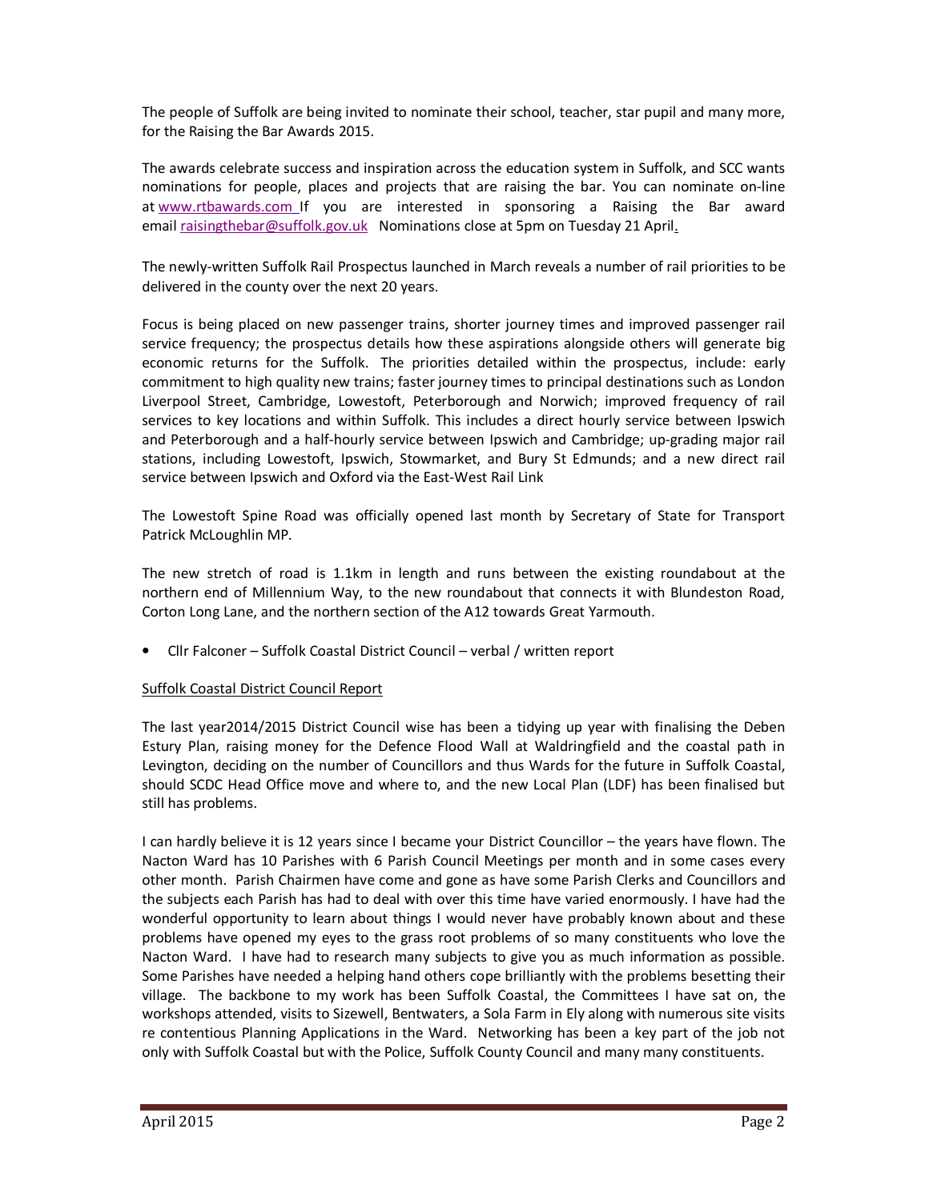The people of Suffolk are being invited to nominate their school, teacher, star pupil and many more, for the Raising the Bar Awards 2015.

The awards celebrate success and inspiration across the education system in Suffolk, and SCC wants nominations for people, places and projects that are raising the bar. You can nominate on-line at www.rtbawards.com If you are interested in sponsoring a Raising the Bar award email raisingthebar@suffolk.gov.uk Nominations close at 5pm on Tuesday 21 April.

The newly-written Suffolk Rail Prospectus launched in March reveals a number of rail priorities to be delivered in the county over the next 20 years.

Focus is being placed on new passenger trains, shorter journey times and improved passenger rail service frequency; the prospectus details how these aspirations alongside others will generate big economic returns for the Suffolk. The priorities detailed within the prospectus, include: early commitment to high quality new trains; faster journey times to principal destinations such as London Liverpool Street, Cambridge, Lowestoft, Peterborough and Norwich; improved frequency of rail services to key locations and within Suffolk. This includes a direct hourly service between Ipswich and Peterborough and a half-hourly service between Ipswich and Cambridge; up-grading major rail stations, including Lowestoft, Ipswich, Stowmarket, and Bury St Edmunds; and a new direct rail service between Ipswich and Oxford via the East-West Rail Link

The Lowestoft Spine Road was officially opened last month by Secretary of State for Transport Patrick McLoughlin MP.

The new stretch of road is 1.1km in length and runs between the existing roundabout at the northern end of Millennium Way, to the new roundabout that connects it with Blundeston Road, Corton Long Lane, and the northern section of the A12 towards Great Yarmouth.

- Cllr Falconer – Suffolk Coastal District Council – verbal / written report

Suffolk Coastal District Council Report

The last year2014/2015 District Council wise has been a tidying up year with finalising the Deben Estury Plan, raising money for the Defence Flood Wall at Waldringfield and the coastal path in Levington, deciding on the number of Councillors and thus Wards for the future in Suffolk Coastal, should SCDC Head Office move and where to, and the new Local Plan (LDF) has been finalised but still has problems.

I can hardly believe it is 12 years since I became your District Councillor – the years have flown. The Nacton Ward has 10 Parishes with 6 Parish Council Meetings per month and in some cases every other month. Parish Chairmen have come and gone as have some Parish Clerks and Councillors and the subjects each Parish has had to deal with over this time have varied enormously. I have had the wonderful opportunity to learn about things I would never have probably known about and these problems have opened my eyes to the grass root problems of so many constituents who love the Nacton Ward. I have had to research many subjects to give you as much information as possible. Some Parishes have needed a helping hand others cope brilliantly with the problems besetting their village. The backbone to my work has been Suffolk Coastal, the Committees I have sat on, the workshops attended, visits to Sizewell, Bentwaters, a Sola Farm in Ely along with numerous site visits re contentious Planning Applications in the Ward. Networking has been a key part of the job not only with Suffolk Coastal but with the Police, Suffolk County Council and many many constituents.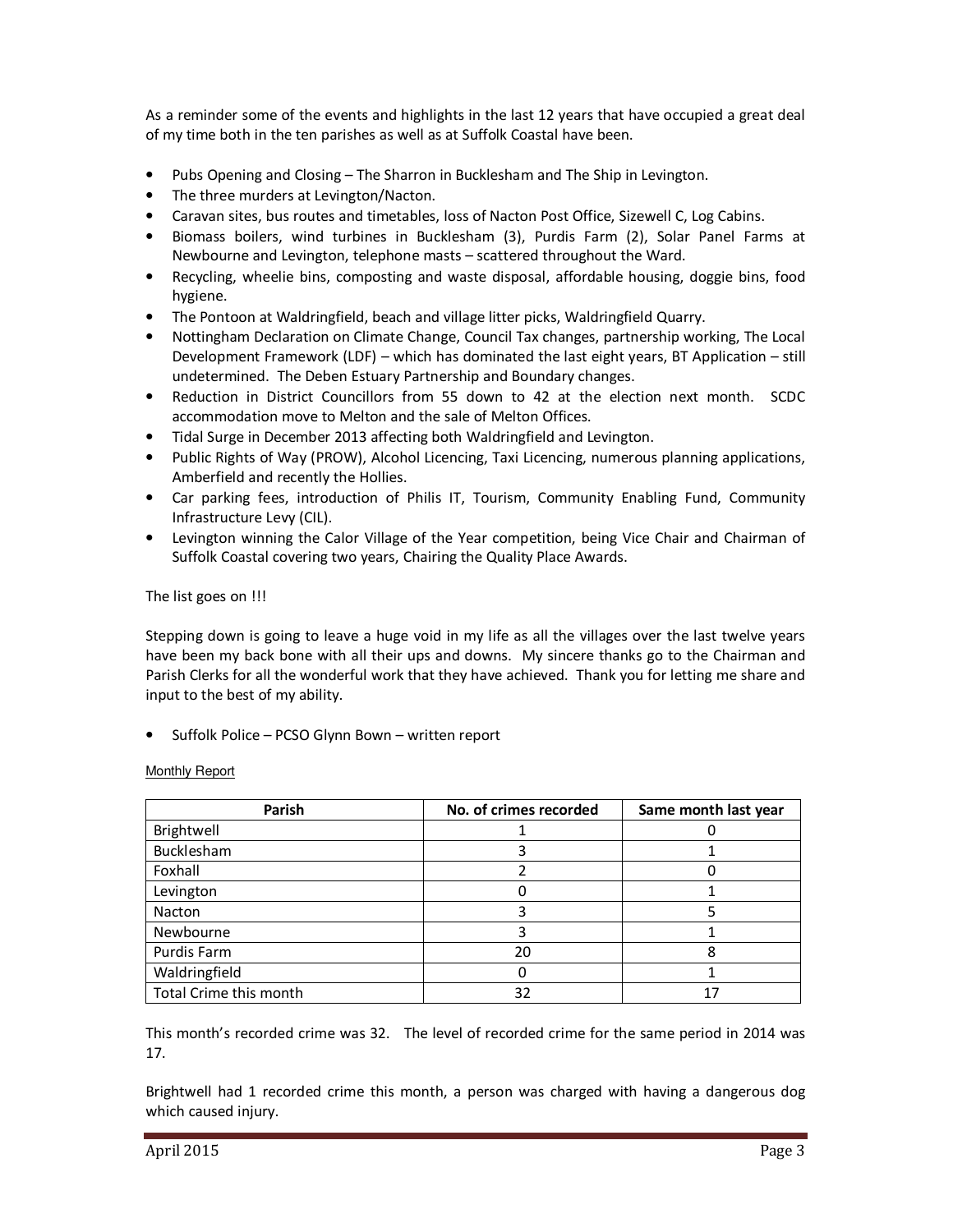As a reminder some of the events and highlights in the last 12 years that have occupied a great deal of my time both in the ten parishes as well as at Suffolk Coastal have been.

- Pubs Opening and Closing – The Sharron in Bucklesham and The Ship in Levington.
- The three murders at Levington/Nacton.
- Caravan sites, bus routes and timetables, loss of Nacton Post Office, Sizewell C, Log Cabins.
- Biomass boilers, wind turbines in Bucklesham (3), Purdis Farm (2), Solar Panel Farms at Newbourne and Levington, telephone masts – scattered throughout the Ward.
- Recycling, wheelie bins, composting and waste disposal, affordable housing, doggie bins, food hygiene.
- The Pontoon at Waldringfield, beach and village litter picks, Waldringfield Quarry.
- Nottingham Declaration on Climate Change, Council Tax changes, partnership working, The Local Development Framework (LDF) – which has dominated the last eight years, BT Application – still undetermined. The Deben Estuary Partnership and Boundary changes.
- Reduction in District Councillors from 55 down to 42 at the election next month. SCDC accommodation move to Melton and the sale of Melton Offices.
- Tidal Surge in December 2013 affecting both Waldringfield and Levington.
- Public Rights of Way (PROW), Alcohol Licencing, Taxi Licencing, numerous planning applications, Amberfield and recently the Hollies.
- Car parking fees, introduction of Philis IT, Tourism, Community Enabling Fund, Community Infrastructure Levy (CIL).
- Levington winning the Calor Village of the Year competition, being Vice Chair and Chairman of Suffolk Coastal covering two years, Chairing the Quality Place Awards.

The list goes on !!!

Stepping down is going to leave a huge void in my life as all the villages over the last twelve years have been my back bone with all their ups and downs. My sincere thanks go to the Chairman and Parish Clerks for all the wonderful work that they have achieved. Thank you for letting me share and input to the best of my ability.

- Suffolk Police – PCSO Glynn Bown – written report

Monthly Report

| Parish | No. of crimes recorded | Same month last year |
|---|---|---|
| Brightwell | 1 | 0 |
| Bucklesham | 3 | 1 |
| Foxhall | 2 | 0 |
| Levington | 0 | 1 |
| Nacton | 3 | 5 |
| Newbourne | 3 | 1 |
| Purdis Farm | 20 | 8 |
| Waldringfield | 0 | 1 |
| Total Crime this month | 32 | 17 |

This month's recorded crime was 32. The level of recorded crime for the same period in 2014 was 17.

Brightwell had 1 recorded crime this month, a person was charged with having a dangerous dog which caused injury.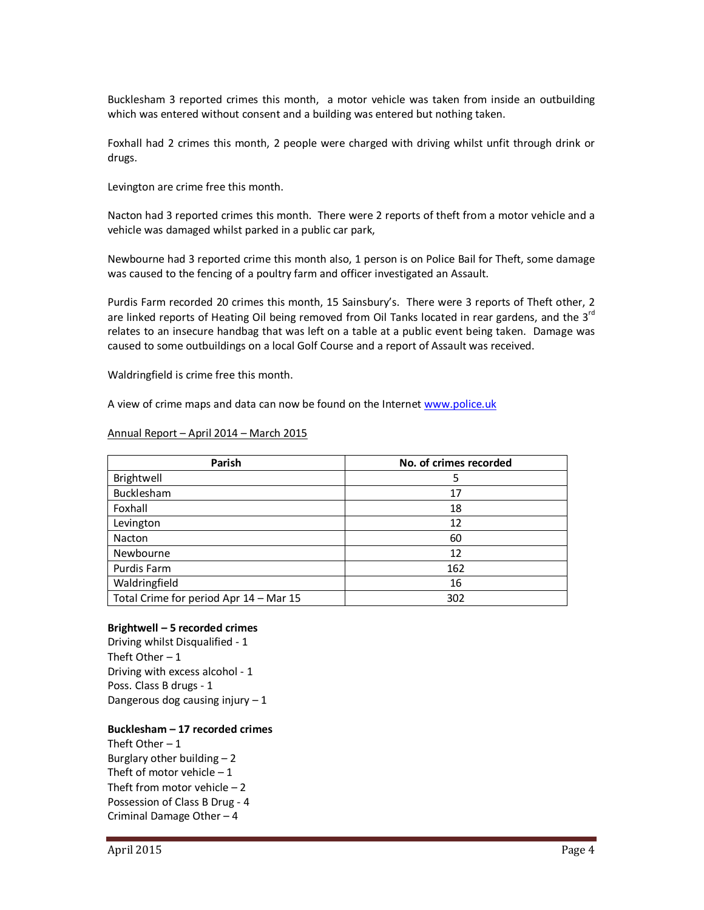Bucklesham 3 reported crimes this month, a motor vehicle was taken from inside an outbuilding which was entered without consent and a building was entered but nothing taken.

Foxhall had 2 crimes this month, 2 people were charged with driving whilst unfit through drink or drugs.

Levington are crime free this month.

Nacton had 3 reported crimes this month. There were 2 reports of theft from a motor vehicle and a vehicle was damaged whilst parked in a public car park,

Newbourne had 3 reported crime this month also, 1 person is on Police Bail for Theft, some damage was caused to the fencing of a poultry farm and officer investigated an Assault.

Purdis Farm recorded 20 crimes this month, 15 Sainsbury's. There were 3 reports of Theft other, 2 are linked reports of Heating Oil being removed from Oil Tanks located in rear gardens, and the 3rd relates to an insecure handbag that was left on a table at a public event being taken. Damage was caused to some outbuildings on a local Golf Course and a report of Assault was received.

Waldringfield is crime free this month.

A view of crime maps and data can now be found on the Internet www.police.uk

Annual Report – April 2014 – March 2015

| Parish | No. of crimes recorded |
|---|---|
| Brightwell | 5 |
| Bucklesham | 17 |
| Foxhall | 18 |
| Levington | 12 |
| Nacton | 60 |
| Newbourne | 12 |
| Purdis Farm | 162 |
| Waldringfield | 16 |
| Total Crime for period Apr 14 – Mar 15 | 302 |

**Brightwell – 5 recorded crimes**
Driving whilst Disqualified - 1
Theft Other – 1
Driving with excess alcohol - 1
Poss. Class B drugs - 1
Dangerous dog causing injury – 1

**Bucklesham – 17 recorded crimes**
Theft Other – 1
Burglary other building – 2
Theft of motor vehicle – 1
Theft from motor vehicle – 2
Possession of Class B Drug - 4
Criminal Damage Other – 4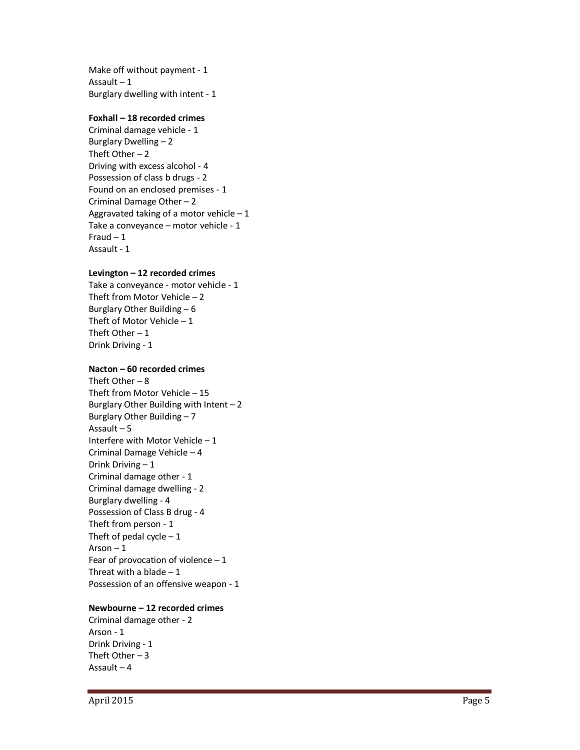Make off without payment - 1
Assault – 1
Burglary dwelling with intent - 1

**Foxhall – 18 recorded crimes**
Criminal damage vehicle - 1
Burglary Dwelling – 2
Theft Other – 2
Driving with excess alcohol - 4
Possession of class b drugs - 2
Found on an enclosed premises - 1
Criminal Damage Other – 2
Aggravated taking of a motor vehicle – 1
Take a conveyance – motor vehicle - 1
Fraud – 1
Assault - 1

**Levington – 12 recorded crimes**
Take a conveyance - motor vehicle - 1
Theft from Motor Vehicle – 2
Burglary Other Building – 6
Theft of Motor Vehicle – 1
Theft Other – 1
Drink Driving - 1

**Nacton – 60 recorded crimes**
Theft Other – 8
Theft from Motor Vehicle – 15
Burglary Other Building with Intent – 2
Burglary Other Building – 7
Assault – 5
Interfere with Motor Vehicle – 1
Criminal Damage Vehicle – 4
Drink Driving – 1
Criminal damage other - 1
Criminal damage dwelling - 2
Burglary dwelling - 4
Possession of Class B drug - 4
Theft from person - 1
Theft of pedal cycle – 1
Arson – 1
Fear of provocation of violence – 1
Threat with a blade – 1
Possession of an offensive weapon - 1

**Newbourne – 12 recorded crimes**
Criminal damage other - 2
Arson - 1
Drink Driving - 1
Theft Other – 3
Assault – 4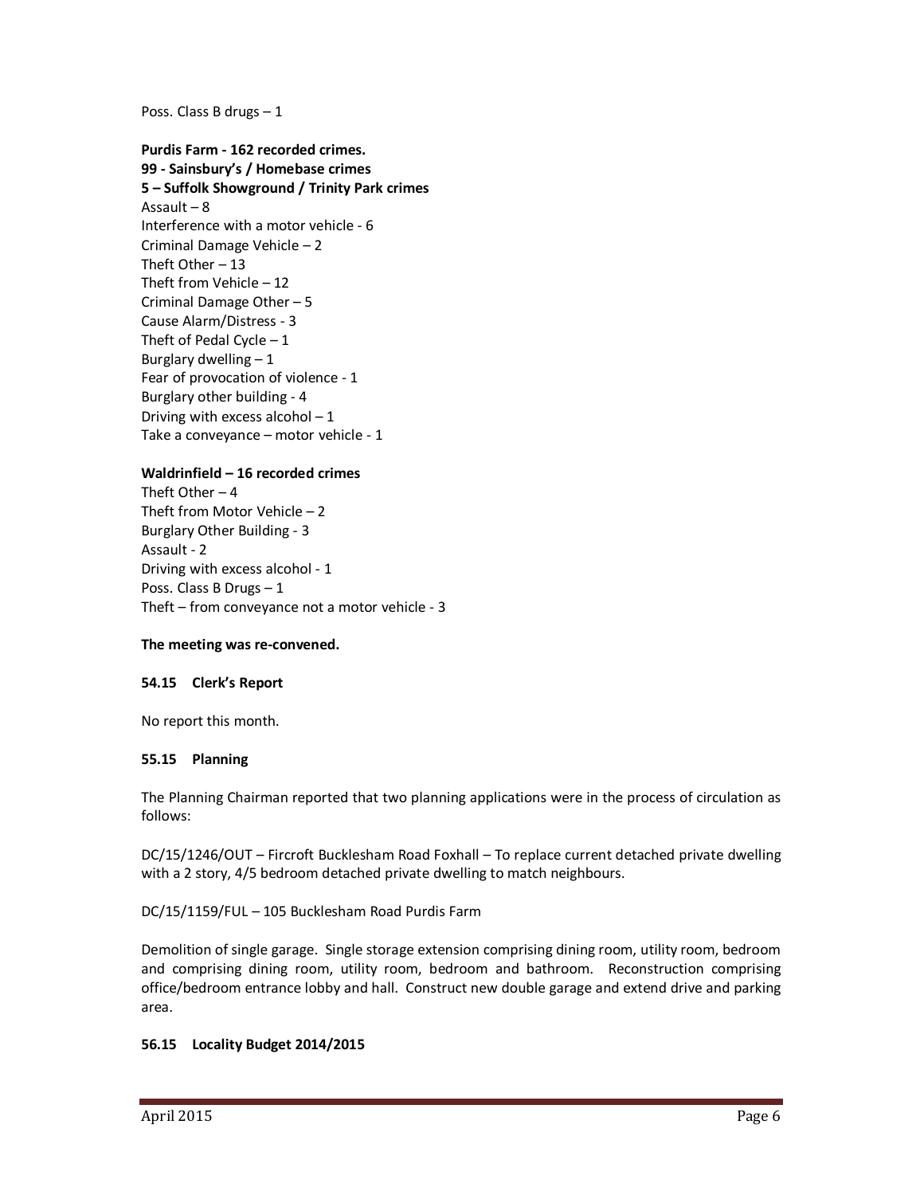Poss. Class B drugs – 1

**Purdis Farm - 162 recorded crimes.**
**99 - Sainsbury's / Homebase crimes**
**5 – Suffolk Showground / Trinity Park crimes**
Assault – 8
Interference with a motor vehicle - 6
Criminal Damage Vehicle – 2
Theft Other – 13
Theft from Vehicle – 12
Criminal Damage Other – 5
Cause Alarm/Distress - 3
Theft of Pedal Cycle – 1
Burglary dwelling – 1
Fear of provocation of violence - 1
Burglary other building - 4
Driving with excess alcohol – 1
Take a conveyance – motor vehicle - 1

**Waldrinfield – 16 recorded crimes**
Theft Other – 4
Theft from Motor Vehicle – 2
Burglary Other Building - 3
Assault - 2
Driving with excess alcohol - 1
Poss. Class B Drugs – 1
Theft – from conveyance not a motor vehicle - 3

**The meeting was re-convened.**

### 54.15 Clerk's Report

No report this month.

### 55.15 Planning

The Planning Chairman reported that two planning applications were in the process of circulation as follows:

DC/15/1246/OUT – Fircroft Bucklesham Road Foxhall – To replace current detached private dwelling with a 2 story, 4/5 bedroom detached private dwelling to match neighbours.

DC/15/1159/FUL – 105 Bucklesham Road Purdis Farm

Demolition of single garage. Single storage extension comprising dining room, utility room, bedroom and comprising dining room, utility room, bedroom and bathroom. Reconstruction comprising office/bedroom entrance lobby and hall. Construct new double garage and extend drive and parking area.

### 56.15 Locality Budget 2014/2015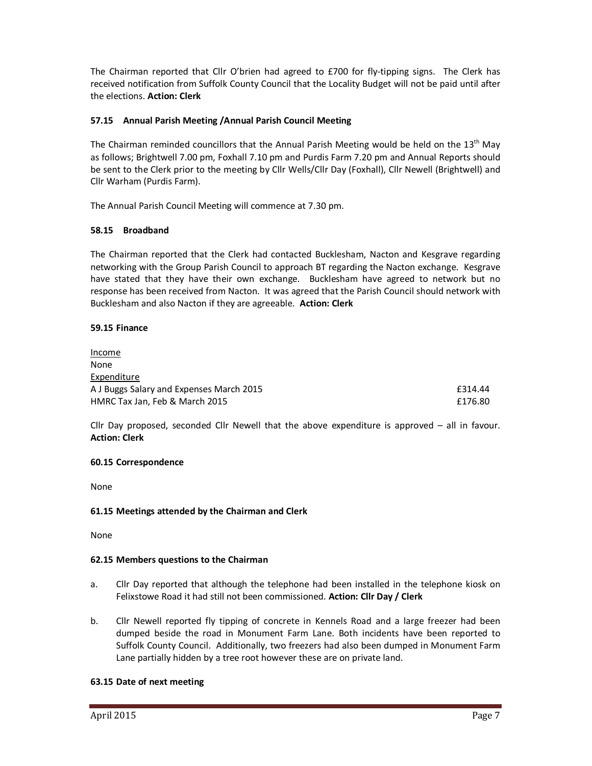The Chairman reported that Cllr O'brien had agreed to £700 for fly-tipping signs. The Clerk has received notification from Suffolk County Council that the Locality Budget will not be paid until after the elections. **Action: Clerk**

### 57.15 Annual Parish Meeting /Annual Parish Council Meeting

The Chairman reminded councillors that the Annual Parish Meeting would be held on the 13th May as follows; Brightwell 7.00 pm, Foxhall 7.10 pm and Purdis Farm 7.20 pm and Annual Reports should be sent to the Clerk prior to the meeting by Cllr Wells/Cllr Day (Foxhall), Cllr Newell (Brightwell) and Cllr Warham (Purdis Farm).

The Annual Parish Council Meeting will commence at 7.30 pm.

### 58.15 Broadband

The Chairman reported that the Clerk had contacted Bucklesham, Nacton and Kesgrave regarding networking with the Group Parish Council to approach BT regarding the Nacton exchange. Kesgrave have stated that they have their own exchange. Bucklesham have agreed to network but no response has been received from Nacton. It was agreed that the Parish Council should network with Bucklesham and also Nacton if they are agreeable. **Action: Clerk**

### 59.15 Finance

Income
None

Expenditure

| | |
|---|---|
| A J Buggs Salary and Expenses March 2015 | £314.44 |
| HMRC Tax Jan, Feb & March 2015 | £176.80 |

Cllr Day proposed, seconded Cllr Newell that the above expenditure is approved – all in favour. **Action: Clerk**

### 60.15 Correspondence

None

### 61.15 Meetings attended by the Chairman and Clerk

None

### 62.15 Members questions to the Chairman

a. Cllr Day reported that although the telephone had been installed in the telephone kiosk on Felixstowe Road it had still not been commissioned. **Action: Cllr Day / Clerk**

b. Cllr Newell reported fly tipping of concrete in Kennels Road and a large freezer had been dumped beside the road in Monument Farm Lane. Both incidents have been reported to Suffolk County Council. Additionally, two freezers had also been dumped in Monument Farm Lane partially hidden by a tree root however these are on private land.

### 63.15 Date of next meeting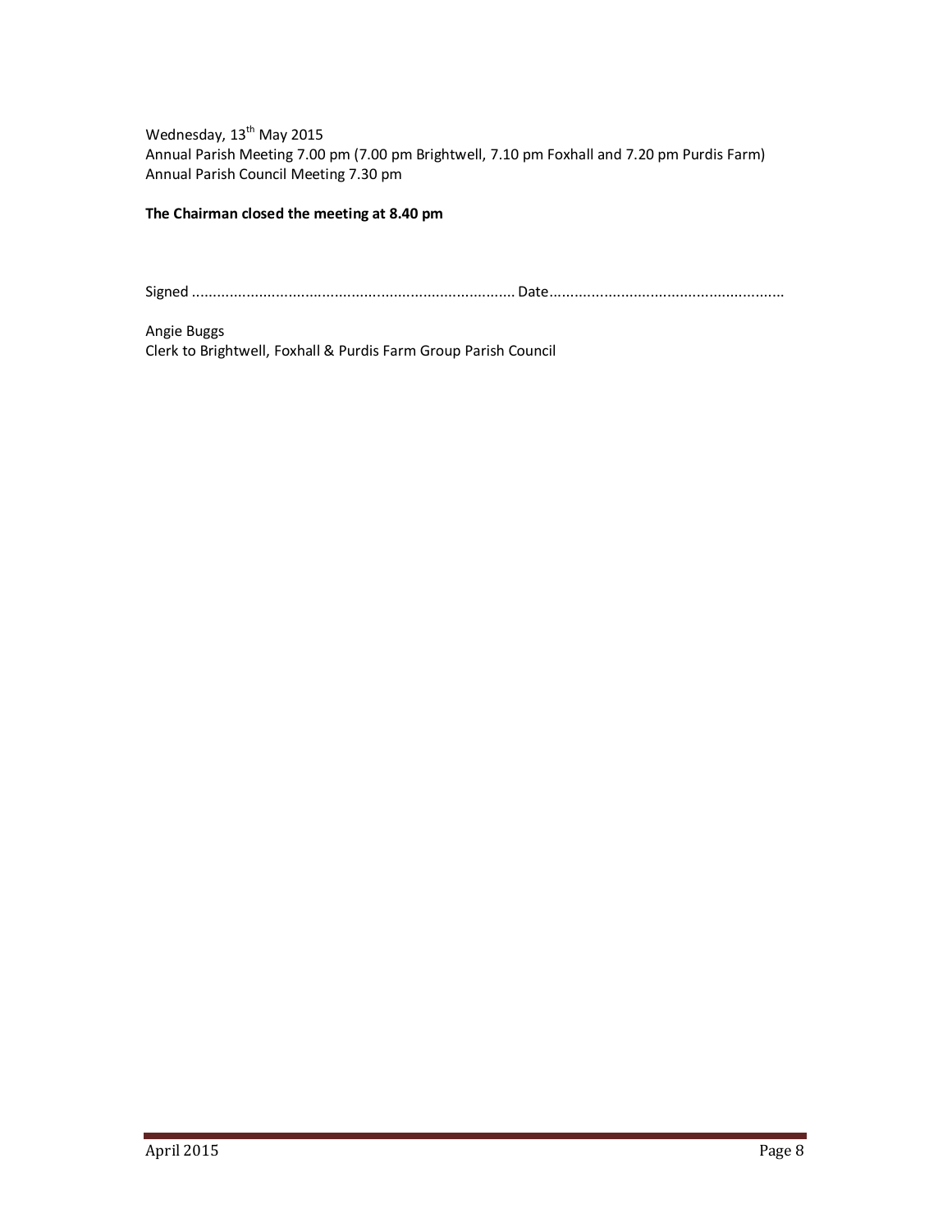Wednesday, 13th May 2015
Annual Parish Meeting 7.00 pm (7.00 pm Brightwell, 7.10 pm Foxhall and 7.20 pm Purdis Farm)
Annual Parish Council Meeting 7.30 pm

**The Chairman closed the meeting at 8.40 pm**

Signed ............................................................................ Date.......................................................

Angie Buggs
Clerk to Brightwell, Foxhall & Purdis Farm Group Parish Council